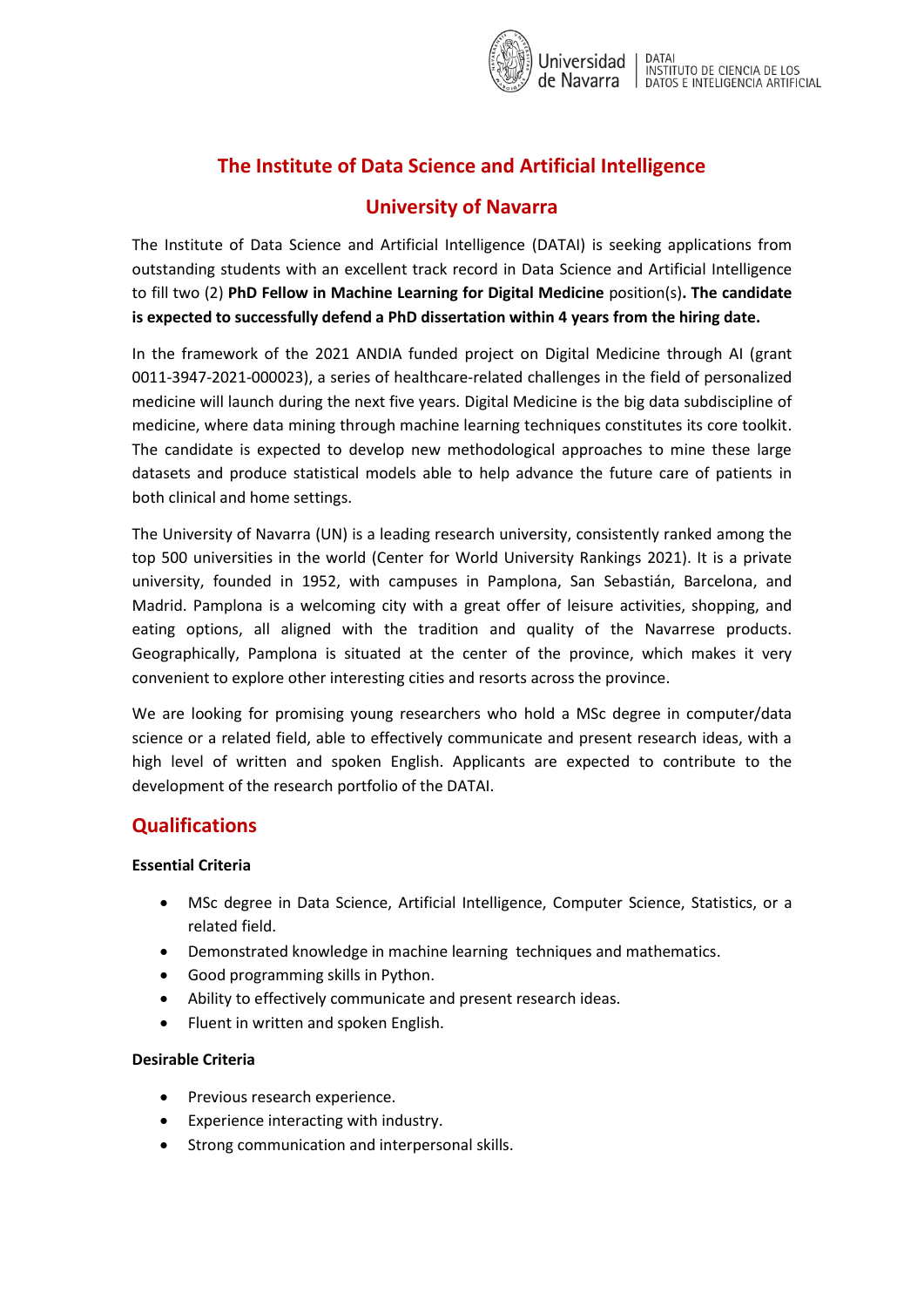# The Institute of Data Science and Artificial Intelligence

## University of Navarra

The Institute of Data Science and Artificial Intelligence (DATAI) is seeking applications from outstanding students with an excellent track record in Data Science and Artificial Intelligence to fill two (2) **PhD Fellow in Machine Learning for Digital Medicine** position(s)**. The candidate is expected to successfully defend a PhD dissertation within 4 years from the hiring date.**

In the framework of the 2021 ANDIA funded project on Digital Medicine through AI (grant 0011-3947-2021-000023), a series of healthcare-related challenges in the field of personalized medicine will launch during the next five years. Digital Medicine is the big data subdiscipline of medicine, where data mining through machine learning techniques constitutes its core toolkit. The candidate is expected to develop new methodological approaches to mine these large datasets and produce statistical models able to help advance the future care of patients in both clinical and home settings.

The University of Navarra (UN) is a leading research university, consistently ranked among the top 500 universities in the world (Center for World University Rankings 2021). It is a private university, founded in 1952, with campuses in Pamplona, San Sebastián, Barcelona, and Madrid. Pamplona is a welcoming city with a great offer of leisure activities, shopping, and eating options, all aligned with the tradition and quality of the Navarrese products. Geographically, Pamplona is situated at the center of the province, which makes it very convenient to explore other interesting cities and resorts across the province.

We are looking for promising young researchers who hold a MSc degree in computer/data science or a related field, able to effectively communicate and present research ideas, with a high level of written and spoken English. Applicants are expected to contribute to the development of the research portfolio of the DATAI.

## Qualifications

**Essential Criteria**

- MSc degree in Data Science, Artificial Intelligence, Computer Science, Statistics, or a related field.
- Demonstrated knowledge in machine learning techniques and mathematics.
- Good programming skills in Python.
- Ability to effectively communicate and present research ideas.
- Fluent in written and spoken English.

**Desirable Criteria**

- Previous research experience.
- Experience interacting with industry.
- Strong communication and interpersonal skills.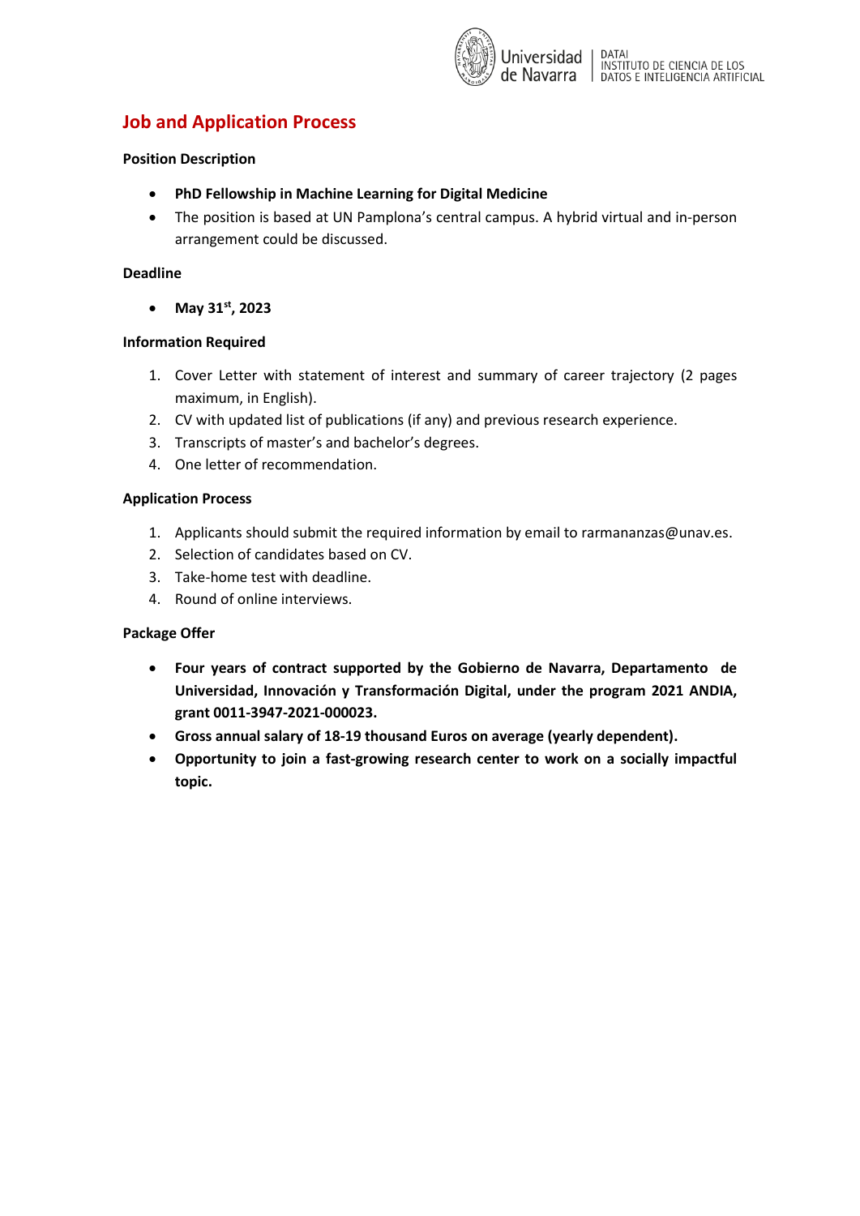## Job and Application Process

**Position Description**

- **PhD Fellowship in Machine Learning for Digital Medicine**
- The position is based at UN Pamplona's central campus. A hybrid virtual and in-person arrangement could be discussed.

**Deadline**

- **May 31st, 2023**

**Information Required**

1. Cover Letter with statement of interest and summary of career trajectory (2 pages maximum, in English).
2. CV with updated list of publications (if any) and previous research experience.
3. Transcripts of master's and bachelor's degrees.
4. One letter of recommendation.

**Application Process**

1. Applicants should submit the required information by email to rarmananzas@unav.es.
2. Selection of candidates based on CV.
3. Take-home test with deadline.
4. Round of online interviews.

**Package Offer**

- **Four years of contract supported by the Gobierno de Navarra, Departamento de Universidad, Innovación y Transformación Digital, under the program 2021 ANDIA, grant 0011-3947-2021-000023.**
- **Gross annual salary of 18-19 thousand Euros on average (yearly dependent).**
- **Opportunity to join a fast-growing research center to work on a socially impactful topic.**